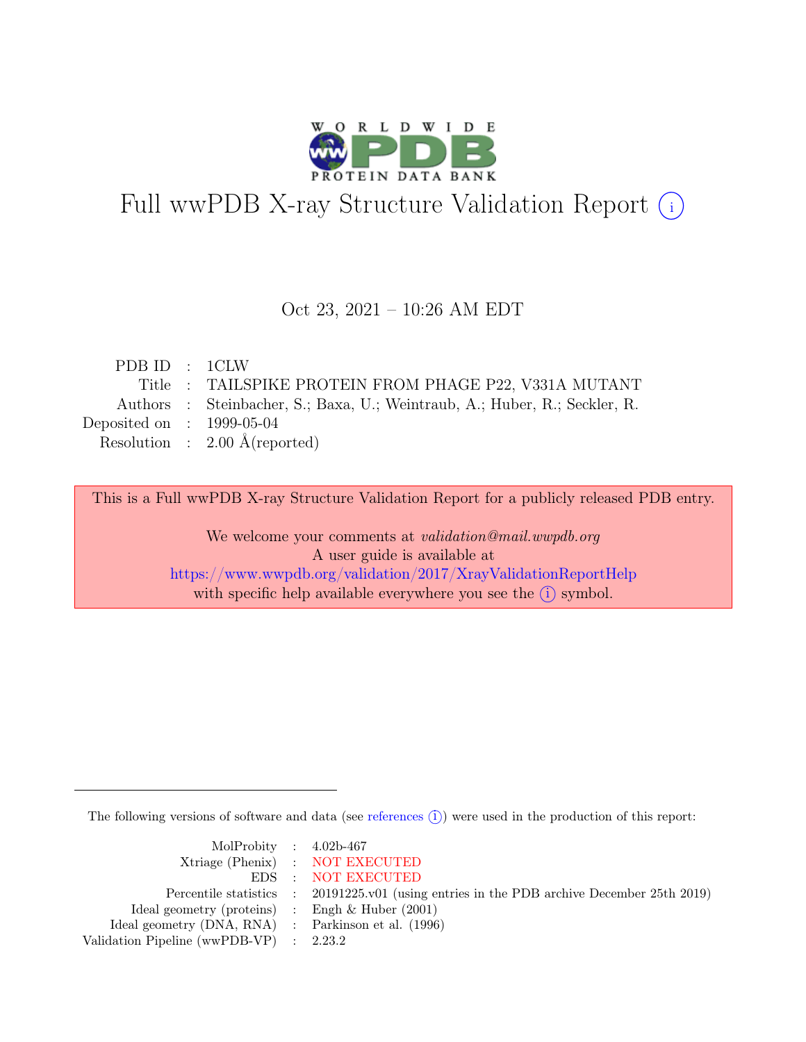# Full wwPDB X-ray Structure Validation Report (i)

Oct 23, 2021 – 10:26 AM EDT

| | | |
|---|---|---|
| PDB ID | : | 1CLW |
| Title | : | TAILSPIKE PROTEIN FROM PHAGE P22, V331A MUTANT |
| Authors | : | Steinbacher, S.; Baxa, U.; Weintraub, A.; Huber, R.; Seckler, R. |
| Deposited on | : | 1999-05-04 |
| Resolution | : | 2.00 Å(reported) |

This is a Full wwPDB X-ray Structure Validation Report for a publicly released PDB entry.

We welcome your comments at *validation@mail.wwpdb.org*
A user guide is available at
https://www.wwpdb.org/validation/2017/XrayValidationReportHelp
with specific help available everywhere you see the (i) symbol.

The following versions of software and data (see references (i)) were used in the production of this report:

| | | |
|---|---|---|
| MolProbity | : | 4.02b-467 |
| Xtriage (Phenix) | : | NOT EXECUTED |
| EDS | : | NOT EXECUTED |
| Percentile statistics | : | 20191225.v01 (using entries in the PDB archive December 25th 2019) |
| Ideal geometry (proteins) | : | Engh & Huber (2001) |
| Ideal geometry (DNA, RNA) | : | Parkinson et al. (1996) |
| Validation Pipeline (wwPDB-VP) | : | 2.23.2 |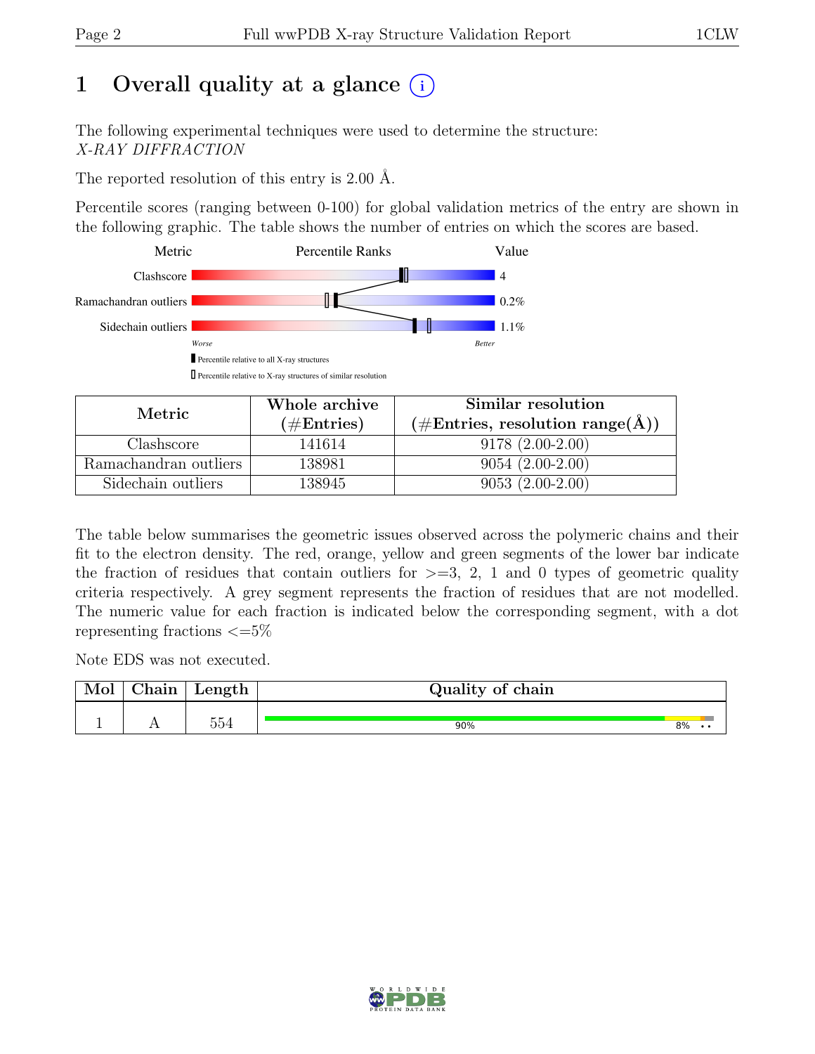# 1 Overall quality at a glance (i)

The following experimental techniques were used to determine the structure:
*X-RAY DIFFRACTION*

The reported resolution of this entry is 2.00 Å.

Percentile scores (ranging between 0-100) for global validation metrics of the entry are shown in the following graphic. The table shows the number of entries on which the scores are based.

| Metric | Value |
|---|---|
| Clashscore | 4 |
| Ramachandran outliers | 0.2% |
| Sidechain outliers | 1.1% |

Worse — Better

▮ Percentile relative to all X-ray structures
▯ Percentile relative to X-ray structures of similar resolution

| Metric | Whole archive (#Entries) | Similar resolution (#Entries, resolution range(Å)) |
|---|---|---|
| Clashscore | 141614 | 9178 (2.00-2.00) |
| Ramachandran outliers | 138981 | 9054 (2.00-2.00) |
| Sidechain outliers | 138945 | 9053 (2.00-2.00) |

The table below summarises the geometric issues observed across the polymeric chains and their fit to the electron density. The red, orange, yellow and green segments of the lower bar indicate the fraction of residues that contain outliers for >=3, 2, 1 and 0 types of geometric quality criteria respectively. A grey segment represents the fraction of residues that are not modelled. The numeric value for each fraction is indicated below the corresponding segment, with a dot representing fractions <=5%

Note EDS was not executed.

| Mol | Chain | Length | Quality of chain |
|---|---|---|---|
| 1 | A | 554 | 90% 8% • • |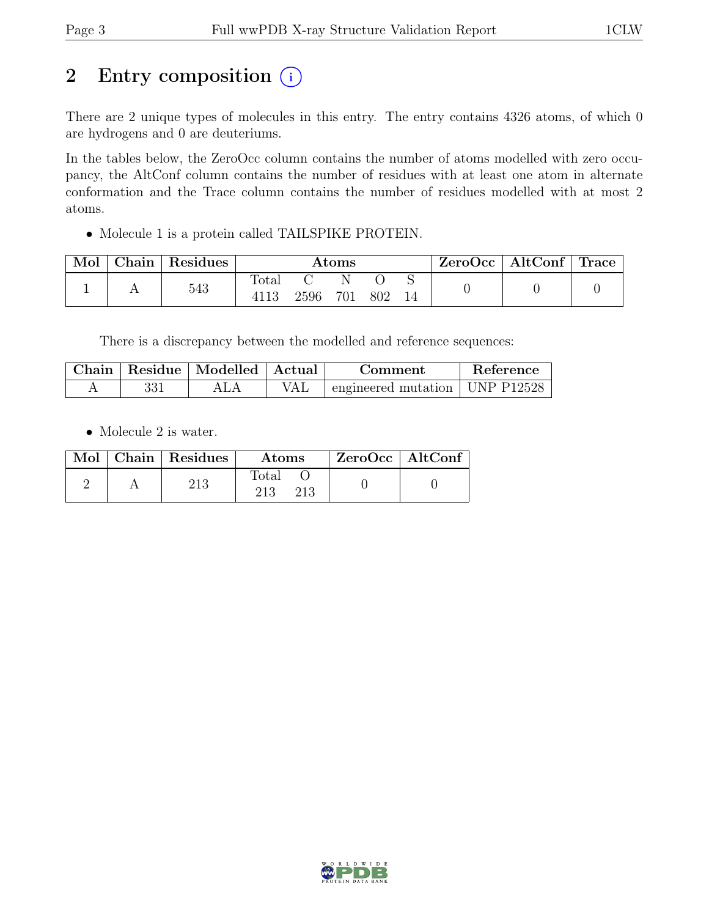# 2 Entry composition

There are 2 unique types of molecules in this entry. The entry contains 4326 atoms, of which 0 are hydrogens and 0 are deuteriums.

In the tables below, the ZeroOcc column contains the number of atoms modelled with zero occupancy, the AltConf column contains the number of residues with at least one atom in alternate conformation and the Trace column contains the number of residues modelled with at most 2 atoms.

- Molecule 1 is a protein called TAILSPIKE PROTEIN.

| Mol | Chain | Residues | Atoms | | | | | ZeroOcc | AltConf | Trace |
|---|---|---|---|---|---|---|---|---|---|---|
| | | | Total | C | N | O | S | | | |
| 1 | A | 543 | 4113 | 2596 | 701 | 802 | 14 | 0 | 0 | 0 |

There is a discrepancy between the modelled and reference sequences:

| Chain | Residue | Modelled | Actual | Comment | Reference |
|---|---|---|---|---|---|
| A | 331 | ALA | VAL | engineered mutation | UNP P12528 |

- Molecule 2 is water.

| Mol | Chain | Residues | Atoms | | ZeroOcc | AltConf |
|---|---|---|---|---|---|---|
| | | | Total | O | | |
| 2 | A | 213 | 213 | 213 | 0 | 0 |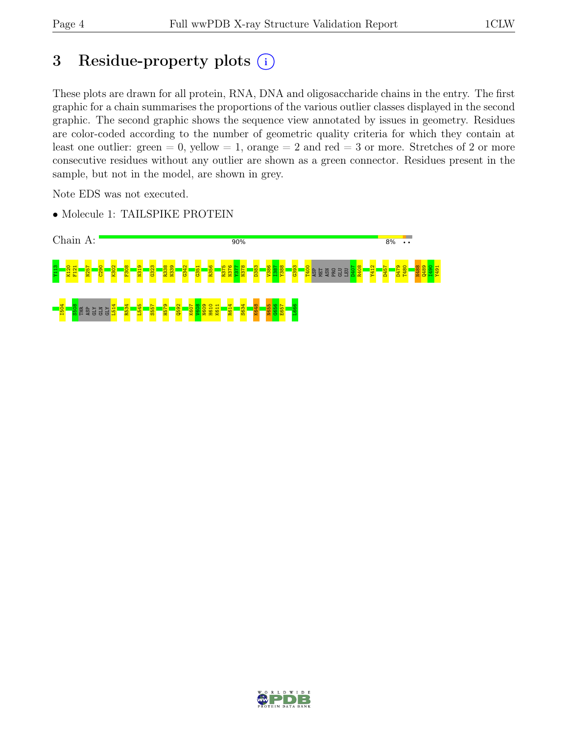# 3 Residue-property plots

These plots are drawn for all protein, RNA, DNA and oligosaccharide chains in the entry. The first graphic for a chain summarises the proportions of the various outlier classes displayed in the second graphic. The second graphic shows the sequence view annotated by issues in geometry. Residues are color-coded according to the number of geometric quality criteria for which they contain at least one outlier: green = 0, yellow = 1, orange = 2 and red = 3 or more. Stretches of 2 or more consecutive residues without any outlier are shown as a green connector. Residues present in the sample, but not in the model, are shown in grey.

Note EDS was not executed.

- Molecule 1: TAILSPIKE PROTEIN

Chain A: 90% | 8% | • •

Y113 K120 F121 N257 C290 K302 F308 N319 G323 R338 N339 G342 G351 R356 R375 N376 Y377 N378 D383 V386 I387 Y388 G393 T400 ASP MET ASN PRO GLU LEU D407 R408 Y412 D457 D479 T480 N488 Q489 I490 Y491

I504 S508 THR ASP GLY GLN GLY L514 R534 L545 S557 H579 Q592 K607 V608 N609 H610 K611 R614 S634 K648 N655 G656 E657 L666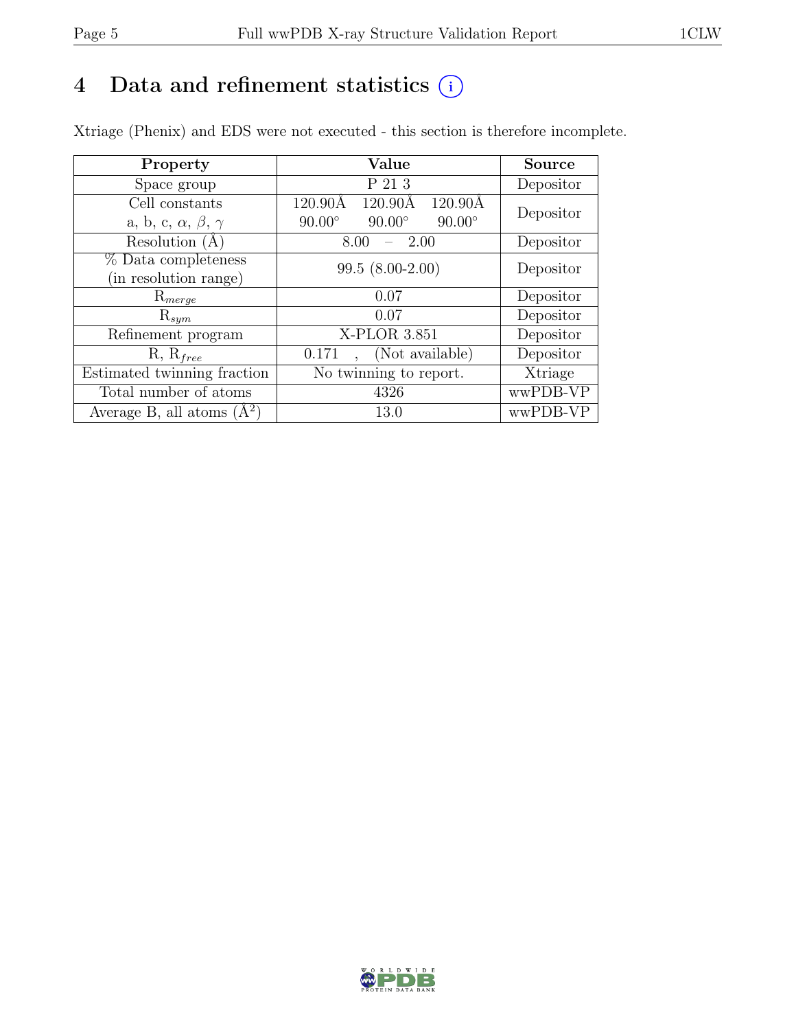# 4 Data and refinement statistics ⓘ

Xtriage (Phenix) and EDS were not executed - this section is therefore incomplete.

| Property | Value | Source |
|---|---|---|
| Space group | P 21 3 | Depositor |
| Cell constants<br>a, b, c, $\alpha$, $\beta$, $\gamma$ | 120.90Å 120.90Å 120.90Å<br>90.00° 90.00° 90.00° | Depositor |
| Resolution (Å) | 8.00 – 2.00 | Depositor |
| % Data completeness<br>(in resolution range) | 99.5 (8.00-2.00) | Depositor |
| $R_{merge}$ | 0.07 | Depositor |
| $R_{sym}$ | 0.07 | Depositor |
| Refinement program | X-PLOR 3.851 | Depositor |
| R, $R_{free}$ | 0.171 , (Not available) | Depositor |
| Estimated twinning fraction | No twinning to report. | Xtriage |
| Total number of atoms | 4326 | wwPDB-VP |
| Average B, all atoms (Å$^2$) | 13.0 | wwPDB-VP |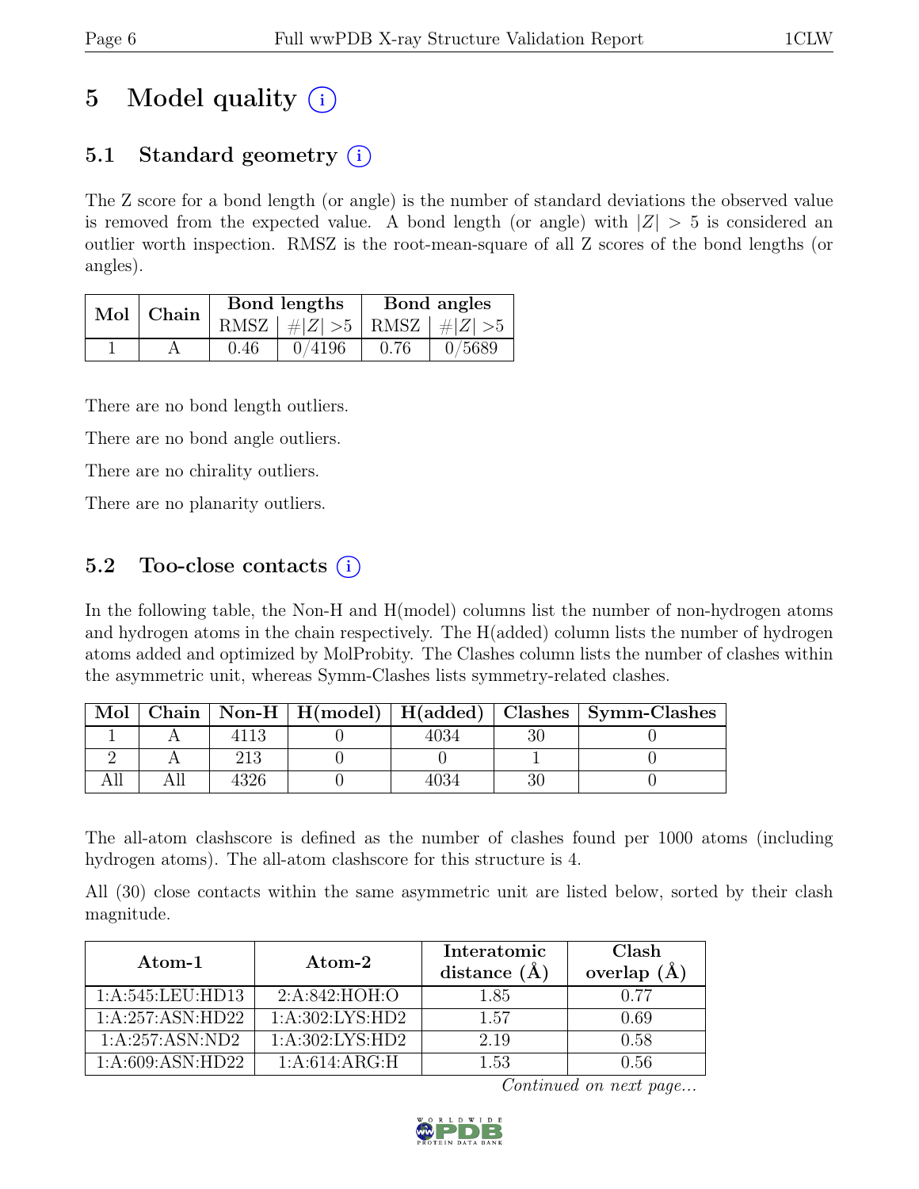# 5 Model quality (i)

## 5.1 Standard geometry (i)

The Z score for a bond length (or angle) is the number of standard deviations the observed value is removed from the expected value. A bond length (or angle) with $|Z| > 5$ is considered an outlier worth inspection. RMSZ is the root-mean-square of all Z scores of the bond lengths (or angles).

| Mol | Chain | Bond lengths | | Bond angles | |
|---|---|---|---|---|---|
| | | RMSZ | #$|Z|$ >5 | RMSZ | #$|Z|$ >5 |
| 1 | A | 0.46 | 0/4196 | 0.76 | 0/5689 |

There are no bond length outliers.

There are no bond angle outliers.

There are no chirality outliers.

There are no planarity outliers.

## 5.2 Too-close contacts (i)

In the following table, the Non-H and H(model) columns list the number of non-hydrogen atoms and hydrogen atoms in the chain respectively. The H(added) column lists the number of hydrogen atoms added and optimized by MolProbity. The Clashes column lists the number of clashes within the asymmetric unit, whereas Symm-Clashes lists symmetry-related clashes.

| Mol | Chain | Non-H | H(model) | H(added) | Clashes | Symm-Clashes |
|---|---|---|---|---|---|---|
| 1 | A | 4113 | 0 | 4034 | 30 | 0 |
| 2 | A | 213 | 0 | 0 | 1 | 0 |
| All | All | 4326 | 0 | 4034 | 30 | 0 |

The all-atom clashscore is defined as the number of clashes found per 1000 atoms (including hydrogen atoms). The all-atom clashscore for this structure is 4.

All (30) close contacts within the same asymmetric unit are listed below, sorted by their clash magnitude.

| Atom-1 | Atom-2 | Interatomic distance (Å) | Clash overlap (Å) |
|---|---|---|---|
| 1:A:545:LEU:HD13 | 2:A:842:HOH:O | 1.85 | 0.77 |
| 1:A:257:ASN:HD22 | 1:A:302:LYS:HD2 | 1.57 | 0.69 |
| 1:A:257:ASN:ND2 | 1:A:302:LYS:HD2 | 2.19 | 0.58 |
| 1:A:609:ASN:HD22 | 1:A:614:ARG:H | 1.53 | 0.56 |

*Continued on next page...*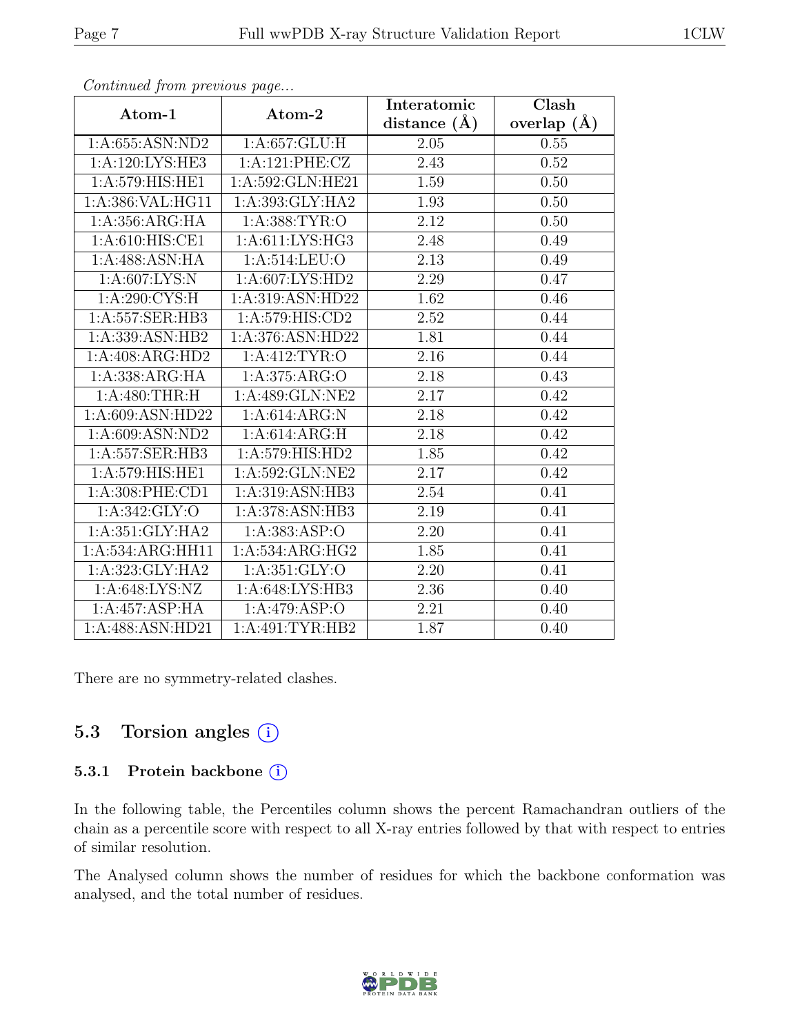*Continued from previous page...*

| Atom-1 | Atom-2 | Interatomic distance (Å) | Clash overlap (Å) |
|---|---|---|---|
| 1:A:655:ASN:ND2 | 1:A:657:GLU:H | 2.05 | 0.55 |
| 1:A:120:LYS:HE3 | 1:A:121:PHE:CZ | 2.43 | 0.52 |
| 1:A:579:HIS:HE1 | 1:A:592:GLN:HE21 | 1.59 | 0.50 |
| 1:A:386:VAL:HG11 | 1:A:393:GLY:HA2 | 1.93 | 0.50 |
| 1:A:356:ARG:HA | 1:A:388:TYR:O | 2.12 | 0.50 |
| 1:A:610:HIS:CE1 | 1:A:611:LYS:HG3 | 2.48 | 0.49 |
| 1:A:488:ASN:HA | 1:A:514:LEU:O | 2.13 | 0.49 |
| 1:A:607:LYS:N | 1:A:607:LYS:HD2 | 2.29 | 0.47 |
| 1:A:290:CYS:H | 1:A:319:ASN:HD22 | 1.62 | 0.46 |
| 1:A:557:SER:HB3 | 1:A:579:HIS:CD2 | 2.52 | 0.44 |
| 1:A:339:ASN:HB2 | 1:A:376:ASN:HD22 | 1.81 | 0.44 |
| 1:A:408:ARG:HD2 | 1:A:412:TYR:O | 2.16 | 0.44 |
| 1:A:338:ARG:HA | 1:A:375:ARG:O | 2.18 | 0.43 |
| 1:A:480:THR:H | 1:A:489:GLN:NE2 | 2.17 | 0.42 |
| 1:A:609:ASN:HD22 | 1:A:614:ARG:N | 2.18 | 0.42 |
| 1:A:609:ASN:ND2 | 1:A:614:ARG:H | 2.18 | 0.42 |
| 1:A:557:SER:HB3 | 1:A:579:HIS:HD2 | 1.85 | 0.42 |
| 1:A:579:HIS:HE1 | 1:A:592:GLN:NE2 | 2.17 | 0.42 |
| 1:A:308:PHE:CD1 | 1:A:319:ASN:HB3 | 2.54 | 0.41 |
| 1:A:342:GLY:O | 1:A:378:ASN:HB3 | 2.19 | 0.41 |
| 1:A:351:GLY:HA2 | 1:A:383:ASP:O | 2.20 | 0.41 |
| 1:A:534:ARG:HH11 | 1:A:534:ARG:HG2 | 1.85 | 0.41 |
| 1:A:323:GLY:HA2 | 1:A:351:GLY:O | 2.20 | 0.41 |
| 1:A:648:LYS:NZ | 1:A:648:LYS:HB3 | 2.36 | 0.40 |
| 1:A:457:ASP:HA | 1:A:479:ASP:O | 2.21 | 0.40 |
| 1:A:488:ASN:HD21 | 1:A:491:TYR:HB2 | 1.87 | 0.40 |

There are no symmetry-related clashes.

## 5.3 Torsion angles

### 5.3.1 Protein backbone

In the following table, the Percentiles column shows the percent Ramachandran outliers of the chain as a percentile score with respect to all X-ray entries followed by that with respect to entries of similar resolution.

The Analysed column shows the number of residues for which the backbone conformation was analysed, and the total number of residues.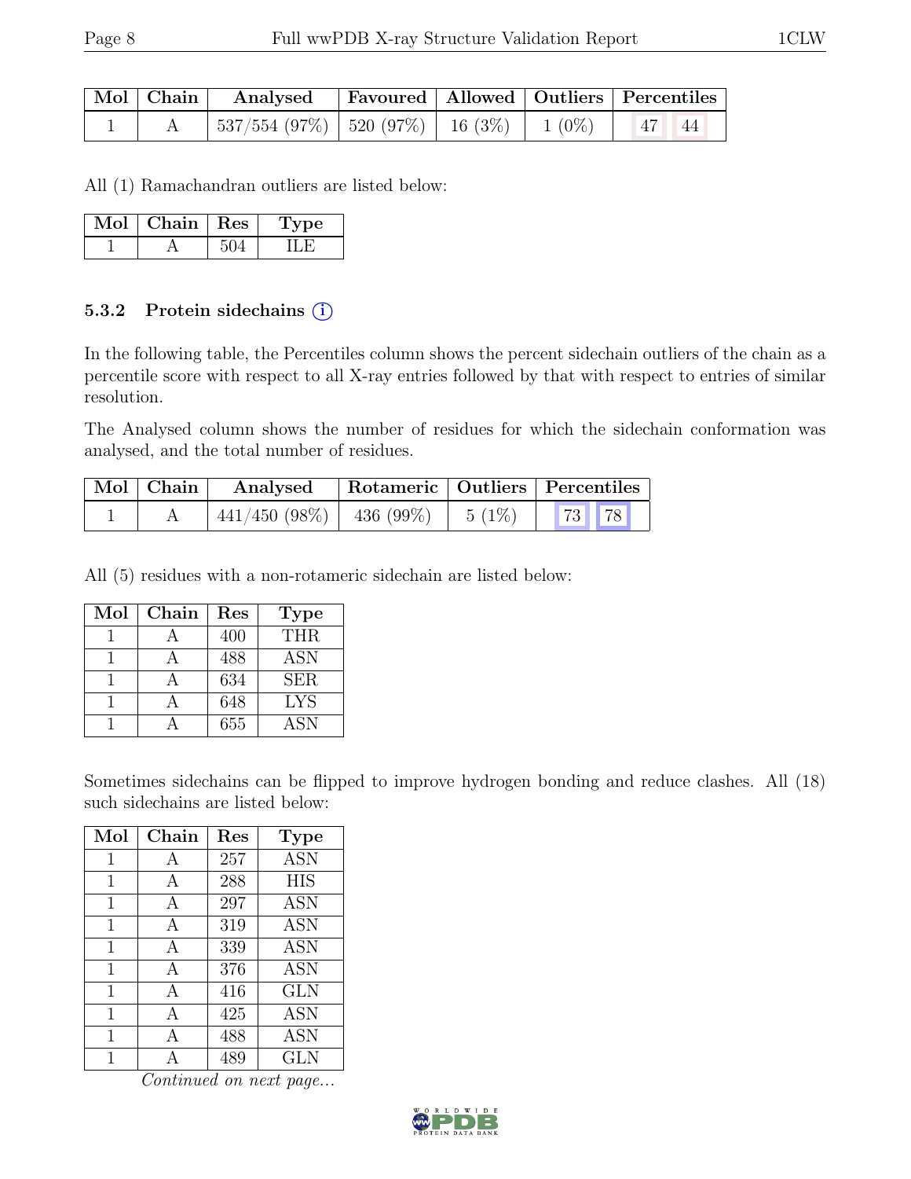| Mol | Chain | Analysed | Favoured | Allowed | Outliers | Percentiles | |
|---|---|---|---|---|---|---|---|
| 1 | A | 537/554 (97%) | 520 (97%) | 16 (3%) | 1 (0%) | 47 | 44 |

All (1) Ramachandran outliers are listed below:

| Mol | Chain | Res | Type |
|---|---|---|---|
| 1 | A | 504 | ILE |

### 5.3.2 Protein sidechains (i)

In the following table, the Percentiles column shows the percent sidechain outliers of the chain as a percentile score with respect to all X-ray entries followed by that with respect to entries of similar resolution.

The Analysed column shows the number of residues for which the sidechain conformation was analysed, and the total number of residues.

| Mol | Chain | Analysed | Rotameric | Outliers | Percentiles | |
|---|---|---|---|---|---|---|
| 1 | A | 441/450 (98%) | 436 (99%) | 5 (1%) | 73 | 78 |

All (5) residues with a non-rotameric sidechain are listed below:

| Mol | Chain | Res | Type |
|---|---|---|---|
| 1 | A | 400 | THR |
| 1 | A | 488 | ASN |
| 1 | A | 634 | SER |
| 1 | A | 648 | LYS |
| 1 | A | 655 | ASN |

Sometimes sidechains can be flipped to improve hydrogen bonding and reduce clashes. All (18) such sidechains are listed below:

| Mol | Chain | Res | Type |
|---|---|---|---|
| 1 | A | 257 | ASN |
| 1 | A | 288 | HIS |
| 1 | A | 297 | ASN |
| 1 | A | 319 | ASN |
| 1 | A | 339 | ASN |
| 1 | A | 376 | ASN |
| 1 | A | 416 | GLN |
| 1 | A | 425 | ASN |
| 1 | A | 488 | ASN |
| 1 | A | 489 | GLN |

*Continued on next page...*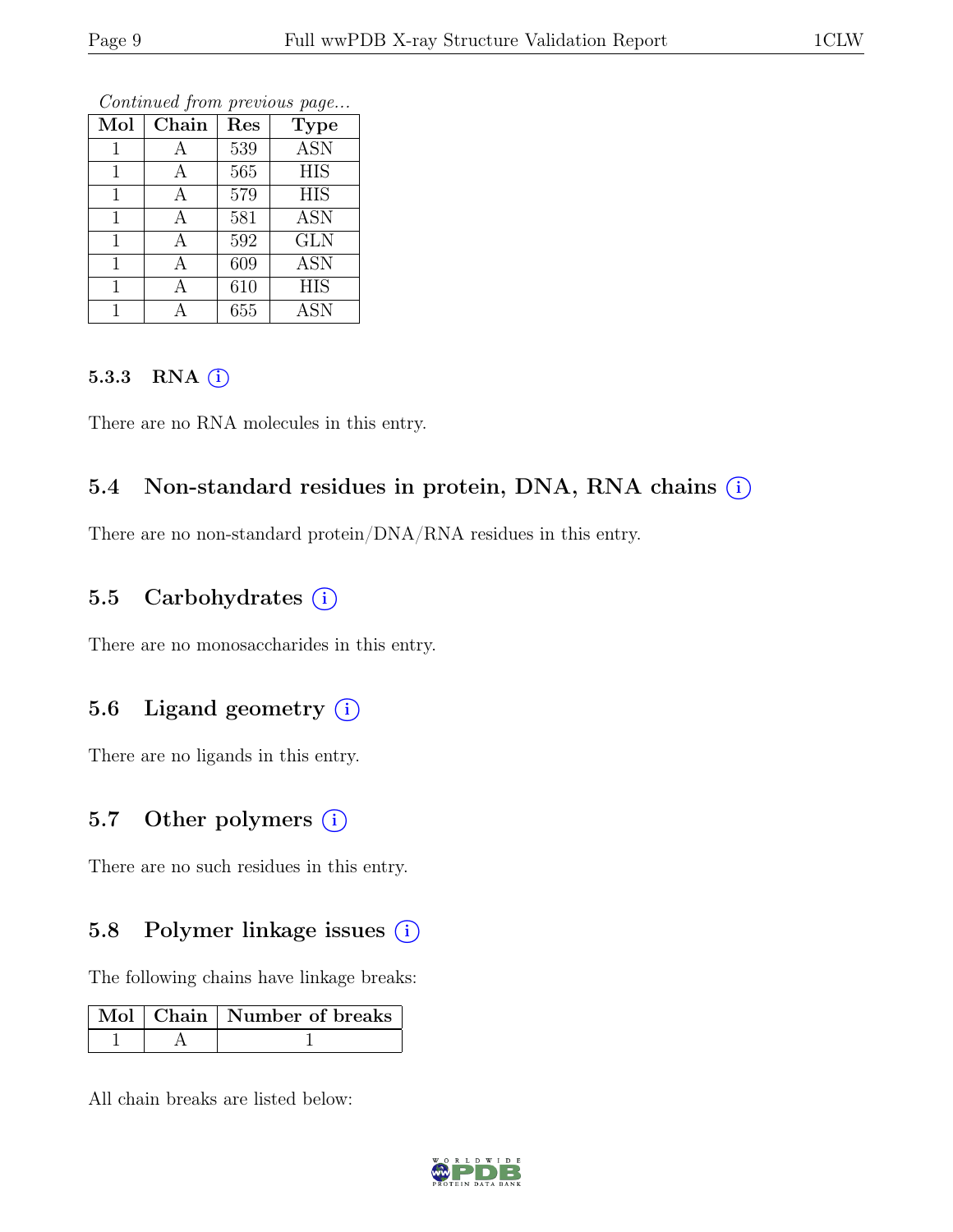*Continued from previous page...*

| Mol | Chain | Res | Type |
|---|---|---|---|
| 1 | A | 539 | ASN |
| 1 | A | 565 | HIS |
| 1 | A | 579 | HIS |
| 1 | A | 581 | ASN |
| 1 | A | 592 | GLN |
| 1 | A | 609 | ASN |
| 1 | A | 610 | HIS |
| 1 | A | 655 | ASN |

#### 5.3.3 RNA

There are no RNA molecules in this entry.

### 5.4 Non-standard residues in protein, DNA, RNA chains

There are no non-standard protein/DNA/RNA residues in this entry.

### 5.5 Carbohydrates

There are no monosaccharides in this entry.

### 5.6 Ligand geometry

There are no ligands in this entry.

### 5.7 Other polymers

There are no such residues in this entry.

### 5.8 Polymer linkage issues

The following chains have linkage breaks:

| Mol | Chain | Number of breaks |
|---|---|---|
| 1 | A | 1 |

All chain breaks are listed below: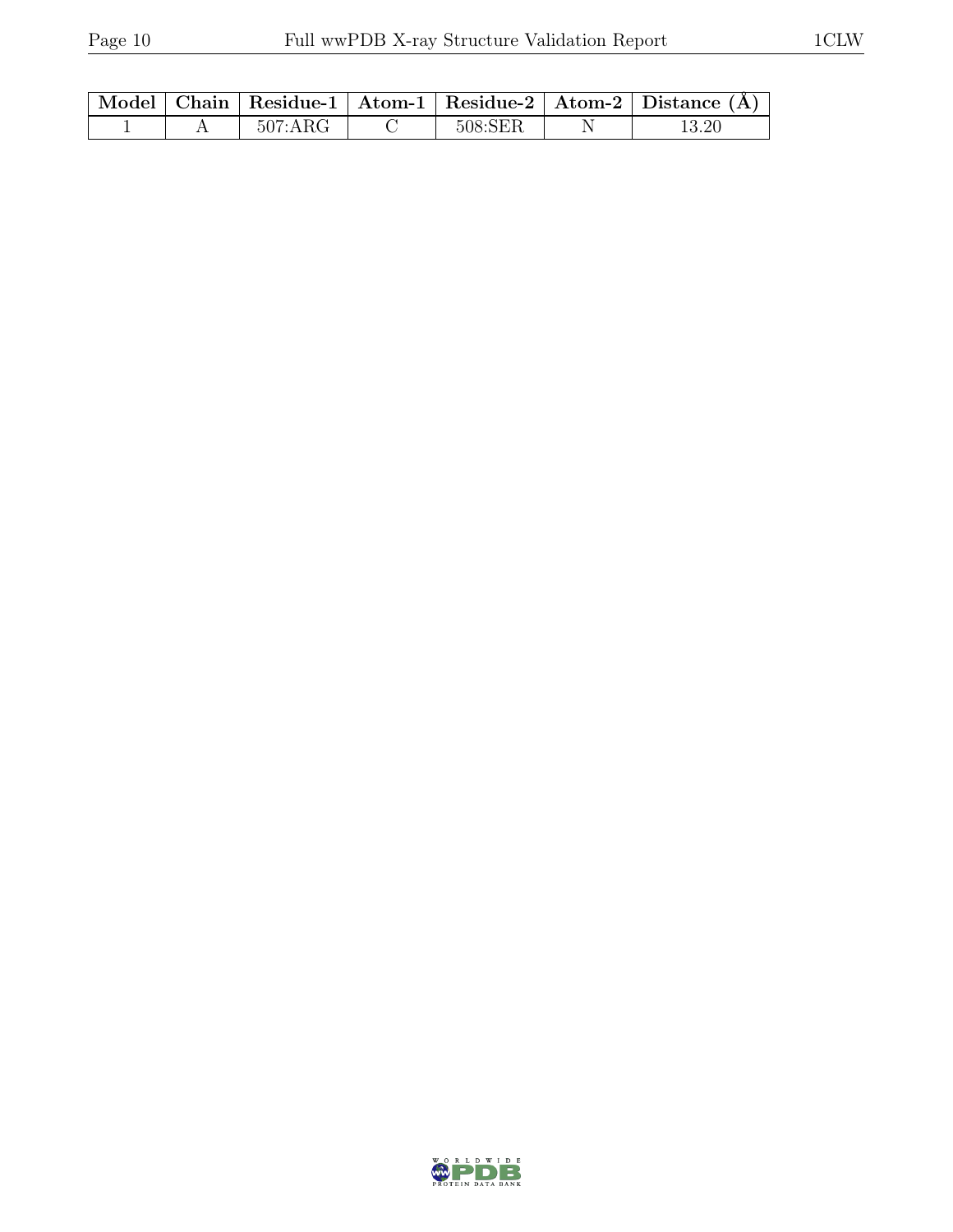| Model | Chain | Residue-1 | Atom-1 | Residue-2 | Atom-2 | Distance (Å) |
|---|---|---|---|---|---|---|
| 1 | A | 507:ARG | C | 508:SER | N | 13.20 |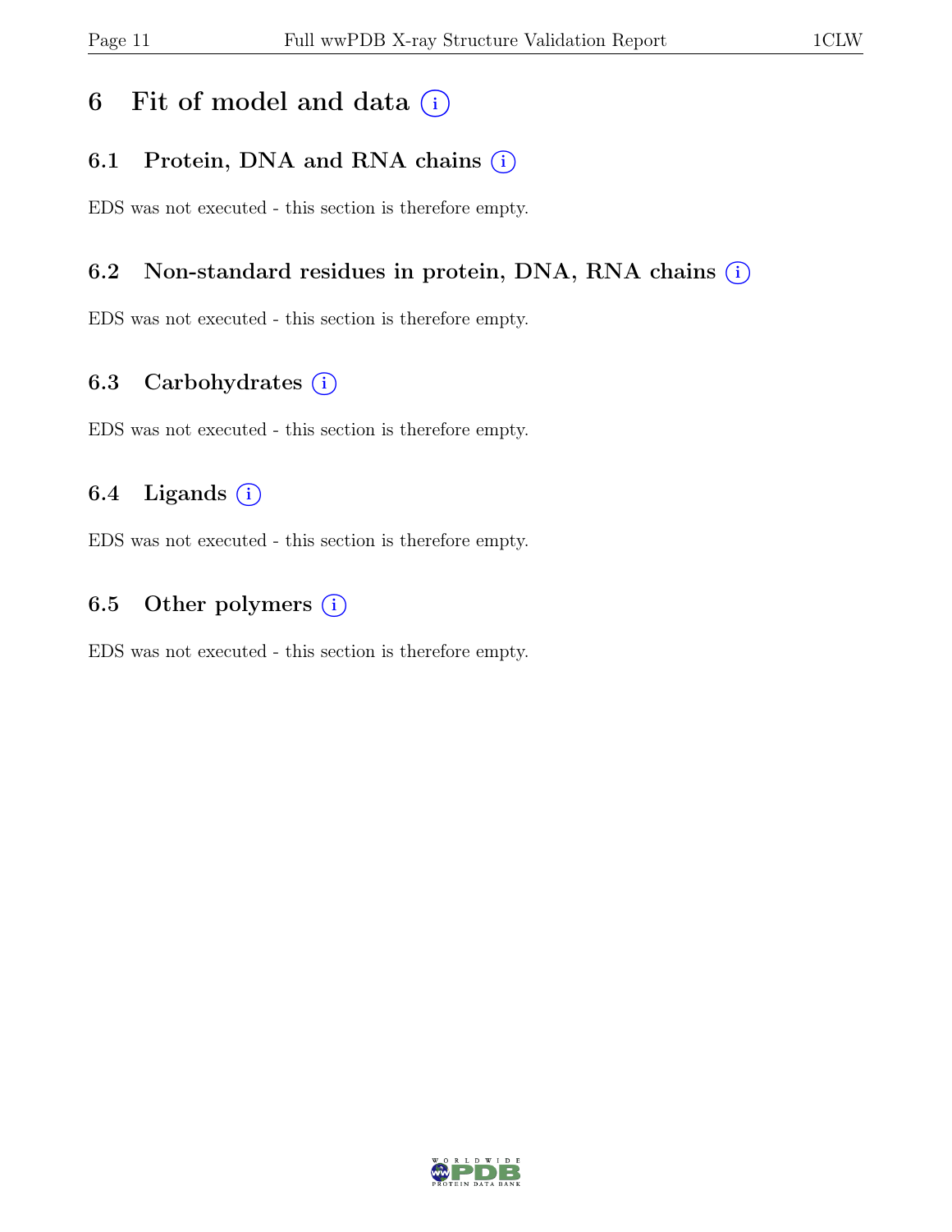# 6 Fit of model and data

## 6.1 Protein, DNA and RNA chains

EDS was not executed - this section is therefore empty.

## 6.2 Non-standard residues in protein, DNA, RNA chains

EDS was not executed - this section is therefore empty.

## 6.3 Carbohydrates

EDS was not executed - this section is therefore empty.

## 6.4 Ligands

EDS was not executed - this section is therefore empty.

## 6.5 Other polymers

EDS was not executed - this section is therefore empty.